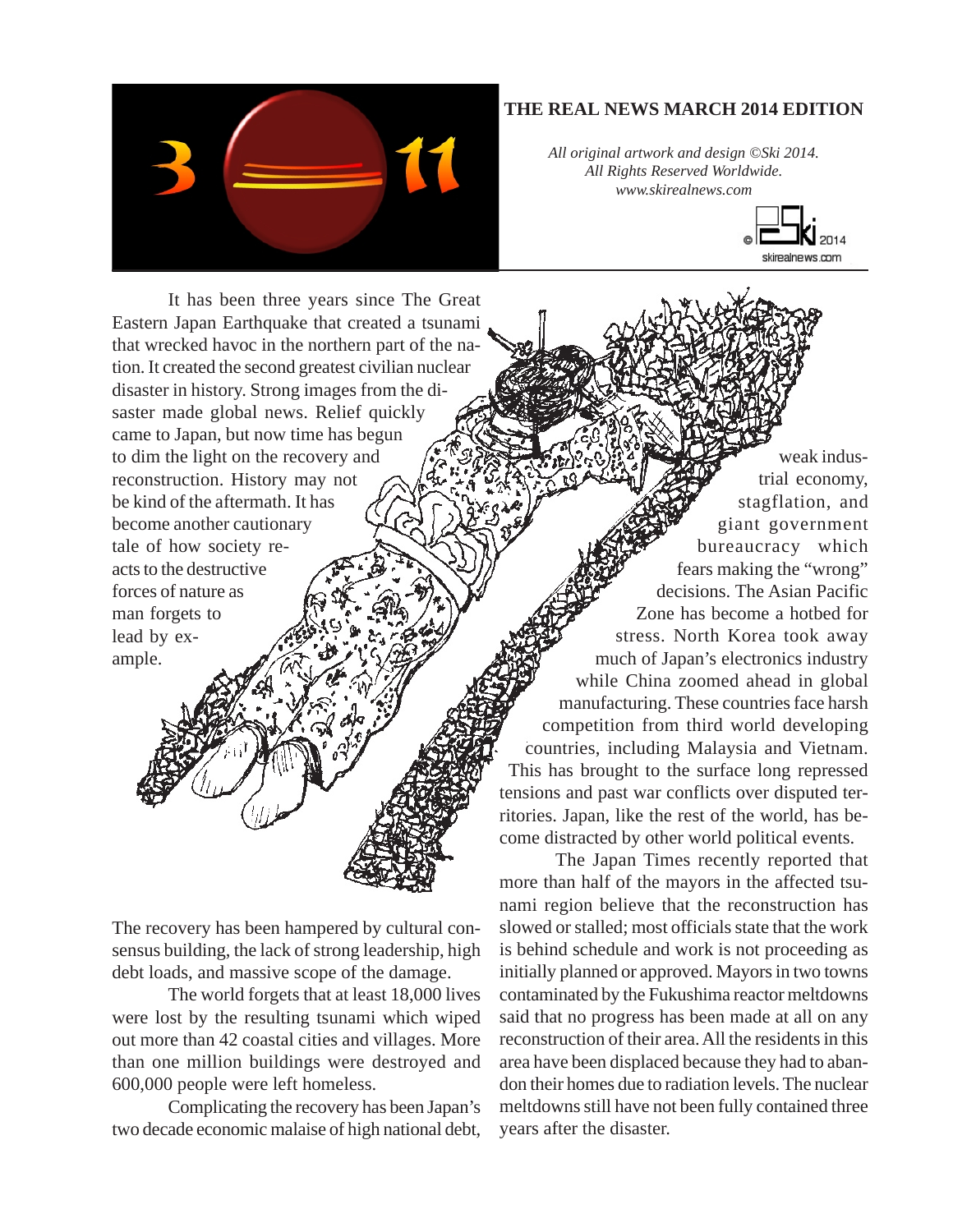# THE REAL NEWS MARCH 2014 EDITION

*All original artwork and design ©Ski 2014. All Rights Reserved Worldwide. www.skirealnews.com*

It has been three years since The Great Eastern Japan Earthquake that created a tsunami that wrecked havoc in the northern part of the nation. It created the second greatest civilian nuclear disaster in history. Strong images from the disaster made global news. Relief quickly came to Japan, but now time has begun to dim the light on the recovery and reconstruction. History may not be kind of the aftermath. It has become another cautionary tale of how society reacts to the destructive forces of nature as man forgets to lead by example.

The recovery has been hampered by cultural consensus building, the lack of strong leadership, high debt loads, and massive scope of the damage.

The world forgets that at least 18,000 lives were lost by the resulting tsunami which wiped out more than 42 coastal cities and villages. More than one million buildings were destroyed and 600,000 people were left homeless.

Complicating the recovery has been Japan's two decade economic malaise of high national debt, weak industrial economy, stagflation, and giant government bureaucracy which fears making the "wrong" decisions. The Asian Pacific Zone has become a hotbed for stress. North Korea took away much of Japan's electronics industry while China zoomed ahead in global manufacturing. These countries face harsh competition from third world developing countries, including Malaysia and Vietnam. This has brought to the surface long repressed tensions and past war conflicts over disputed territories. Japan, like the rest of the world, has become distracted by other world political events.

The Japan Times recently reported that more than half of the mayors in the affected tsunami region believe that the reconstruction has slowed or stalled; most officials state that the work is behind schedule and work is not proceeding as initially planned or approved. Mayors in two towns contaminated by the Fukushima reactor meltdowns said that no progress has been made at all on any reconstruction of their area. All the residents in this area have been displaced because they had to abandon their homes due to radiation levels. The nuclear meltdowns still have not been fully contained three years after the disaster.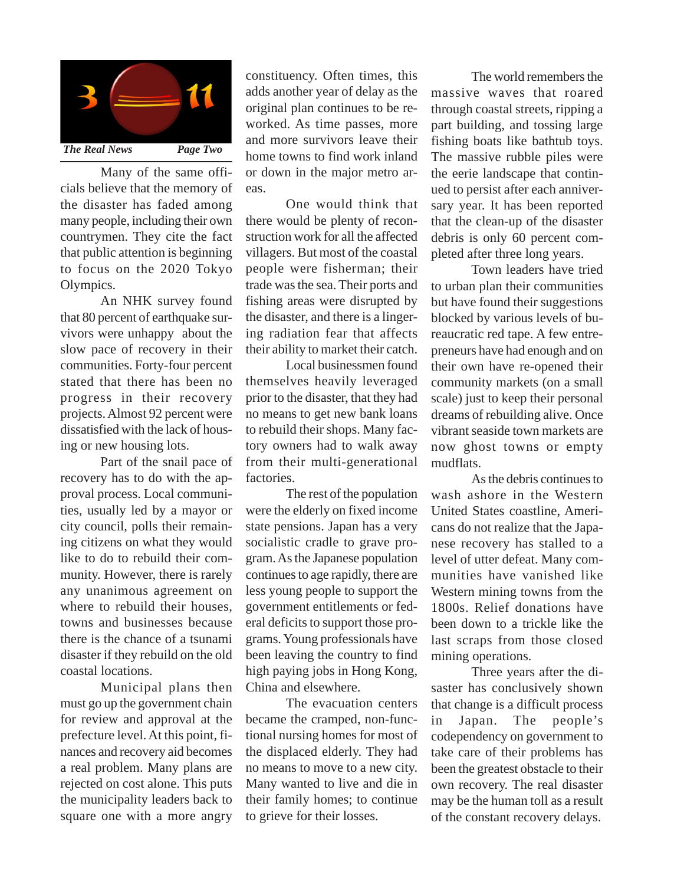Many of the same officials believe that the memory of the disaster has faded among many people, including their own countrymen. They cite the fact that public attention is beginning to focus on the 2020 Tokyo Olympics.

An NHK survey found that 80 percent of earthquake survivors were unhappy about the slow pace of recovery in their communities. Forty-four percent stated that there has been no progress in their recovery projects. Almost 92 percent were dissatisfied with the lack of housing or new housing lots.

Part of the snail pace of recovery has to do with the approval process. Local communities, usually led by a mayor or city council, polls their remaining citizens on what they would like to do to rebuild their community. However, there is rarely any unanimous agreement on where to rebuild their houses, towns and businesses because there is the chance of a tsunami disaster if they rebuild on the old coastal locations.

Municipal plans then must go up the government chain for review and approval at the prefecture level. At this point, finances and recovery aid becomes a real problem. Many plans are rejected on cost alone. This puts the municipality leaders back to square one with a more angry constituency. Often times, this adds another year of delay as the original plan continues to be reworked. As time passes, more and more survivors leave their home towns to find work inland or down in the major metro areas.

One would think that there would be plenty of reconstruction work for all the affected villagers. But most of the coastal people were fisherman; their trade was the sea. Their ports and fishing areas were disrupted by the disaster, and there is a lingering radiation fear that affects their ability to market their catch.

Local businessmen found themselves heavily leveraged prior to the disaster, that they had no means to get new bank loans to rebuild their shops. Many factory owners had to walk away from their multi-generational factories.

The rest of the population were the elderly on fixed income state pensions. Japan has a very socialistic cradle to grave program. As the Japanese population continues to age rapidly, there are less young people to support the government entitlements or federal deficits to support those programs. Young professionals have been leaving the country to find high paying jobs in Hong Kong, China and elsewhere.

The evacuation centers became the cramped, non-functional nursing homes for most of the displaced elderly. They had no means to move to a new city. Many wanted to live and die in their family homes; to continue to grieve for their losses.

The world remembers the massive waves that roared through coastal streets, ripping a part building, and tossing large fishing boats like bathtub toys. The massive rubble piles were the eerie landscape that continued to persist after each anniversary year. It has been reported that the clean-up of the disaster debris is only 60 percent completed after three long years.

Town leaders have tried to urban plan their communities but have found their suggestions blocked by various levels of bureaucratic red tape. A few entrepreneurs have had enough and on their own have re-opened their community markets (on a small scale) just to keep their personal dreams of rebuilding alive. Once vibrant seaside town markets are now ghost towns or empty mudflats.

As the debris continues to wash ashore in the Western United States coastline, Americans do not realize that the Japanese recovery has stalled to a level of utter defeat. Many communities have vanished like Western mining towns from the 1800s. Relief donations have been down to a trickle like the last scraps from those closed mining operations.

Three years after the disaster has conclusively shown that change is a difficult process in Japan. The people's codependency on government to take care of their problems has been the greatest obstacle to their own recovery. The real disaster may be the human toll as a result of the constant recovery delays.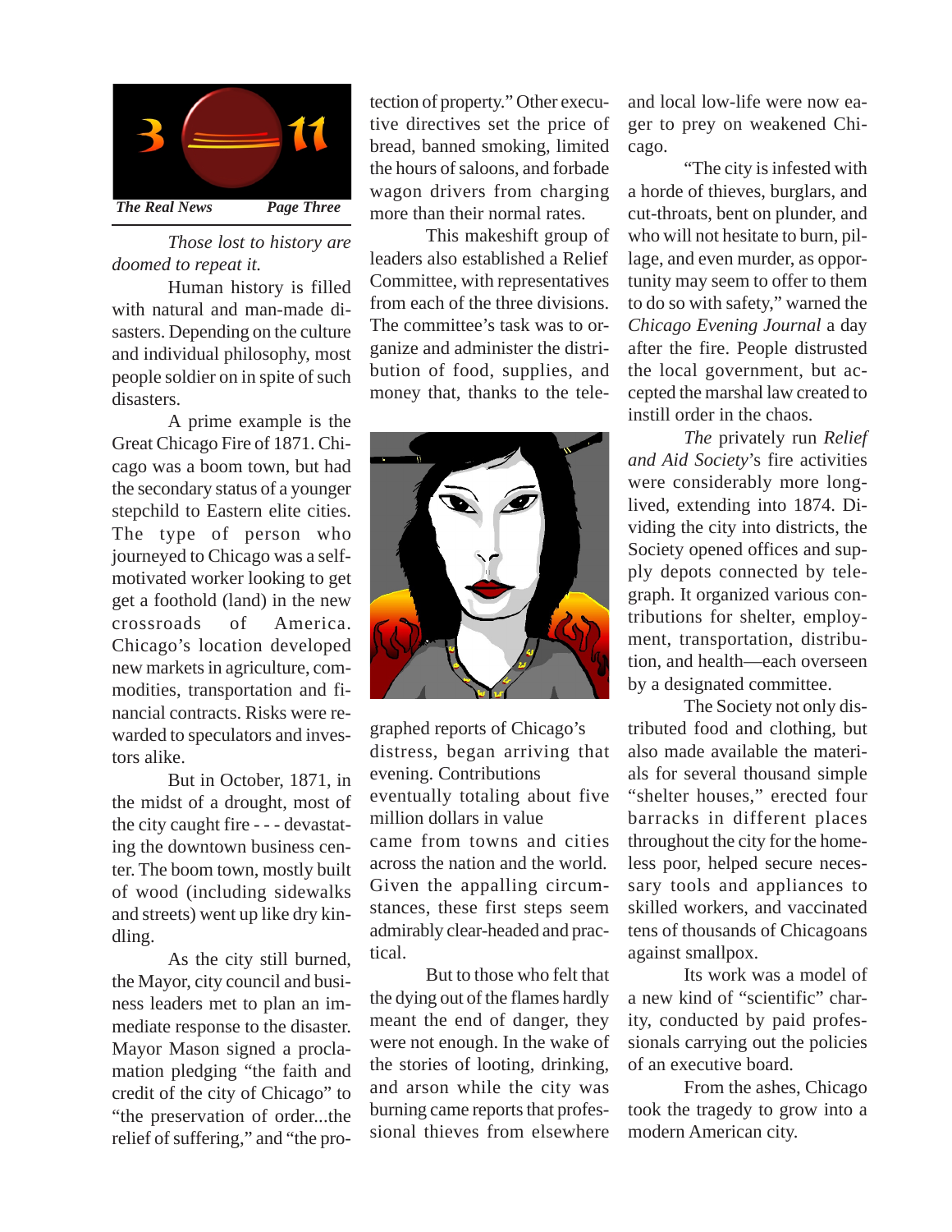*Those lost to history are doomed to repeat it.*

Human history is filled with natural and man-made disasters. Depending on the culture and individual philosophy, most people soldier on in spite of such disasters.

A prime example is the Great Chicago Fire of 1871. Chicago was a boom town, but had the secondary status of a younger stepchild to Eastern elite cities. The type of person who journeyed to Chicago was a self-motivated worker looking to get get a foothold (land) in the new crossroads of America. Chicago's location developed new markets in agriculture, commodities, transportation and financial contracts. Risks were rewarded to speculators and investors alike.

But in October, 1871, in the midst of a drought, most of the city caught fire - - - devastating the downtown business center. The boom town, mostly built of wood (including sidewalks and streets) went up like dry kindling.

As the city still burned, the Mayor, city council and business leaders met to plan an immediate response to the disaster. Mayor Mason signed a proclamation pledging "the faith and credit of the city of Chicago" to "the preservation of order...the relief of suffering," and "the protection of property." Other executive directives set the price of bread, banned smoking, limited the hours of saloons, and forbade wagon drivers from charging more than their normal rates.

This makeshift group of leaders also established a Relief Committee, with representatives from each of the three divisions. The committee's task was to organize and administer the distribution of food, supplies, and money that, thanks to the telegraphed reports of Chicago's distress, began arriving that evening. Contributions eventually totaling about five million dollars in value came from towns and cities across the nation and the world. Given the appalling circumstances, these first steps seem admirably clear-headed and practical.

But to those who felt that the dying out of the flames hardly meant the end of danger, they were not enough. In the wake of the stories of looting, drinking, and arson while the city was burning came reports that professional thieves from elsewhere and local low-life were now eager to prey on weakened Chicago.

"The city is infested with a horde of thieves, burglars, and cut-throats, bent on plunder, and who will not hesitate to burn, pillage, and even murder, as opportunity may seem to offer to them to do so with safety," warned the *Chicago Evening Journal* a day after the fire. People distrusted the local government, but accepted the marshal law created to instill order in the chaos.

*The* privately run *Relief and Aid Society*'s fire activities were considerably more long-lived, extending into 1874. Dividing the city into districts, the Society opened offices and supply depots connected by telegraph. It organized various contributions for shelter, employment, transportation, distribution, and health—each overseen by a designated committee.

The Society not only distributed food and clothing, but also made available the materials for several thousand simple "shelter houses," erected four barracks in different places throughout the city for the homeless poor, helped secure necessary tools and appliances to skilled workers, and vaccinated tens of thousands of Chicagoans against smallpox.

Its work was a model of a new kind of "scientific" charity, conducted by paid professionals carrying out the policies of an executive board.

From the ashes, Chicago took the tragedy to grow into a modern American city.